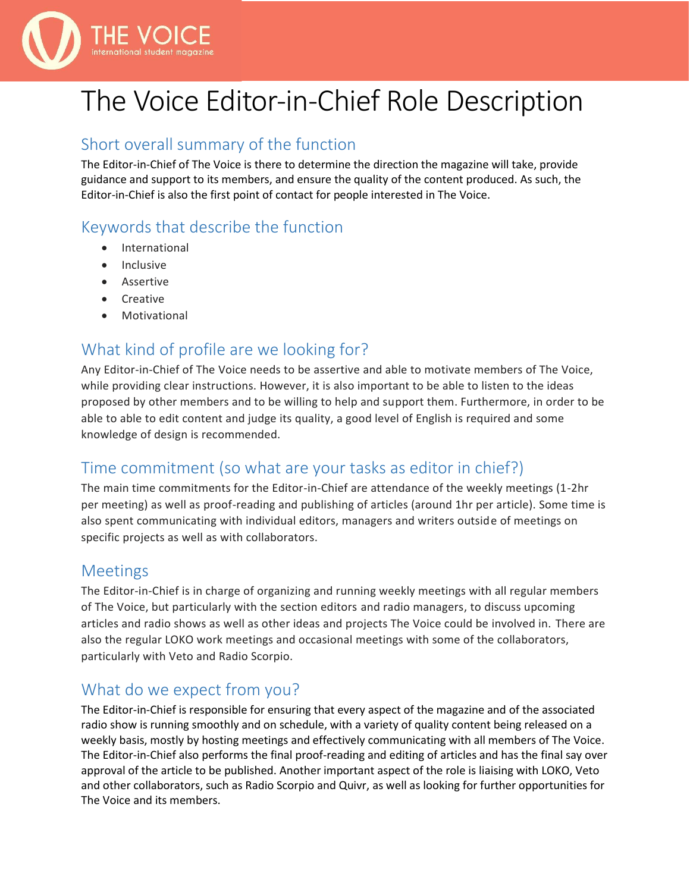# The Voice Editor-in-Chief Role Description

## Short overall summary of the function

The Editor-in-Chief of The Voice is there to determine the direction the magazine will take, provide guidance and support to its members, and ensure the quality of the content produced. As such, the Editor-in-Chief is also the first point of contact for people interested in The Voice.

## Keywords that describe the function

- International
- Inclusive
- Assertive
- Creative
- Motivational

## What kind of profile are we looking for?

Any Editor-in-Chief of The Voice needs to be assertive and able to motivate members of The Voice, while providing clear instructions. However, it is also important to be able to listen to the ideas proposed by other members and to be willing to help and support them. Furthermore, in order to be able to able to edit content and judge its quality, a good level of English is required and some knowledge of design is recommended.

## Time commitment (so what are your tasks as editor in chief?)

The main time commitments for the Editor-in-Chief are attendance of the weekly meetings (1-2hr per meeting) as well as proof-reading and publishing of articles (around 1hr per article). Some time is also spent communicating with individual editors, managers and writers outside of meetings on specific projects as well as with collaborators.

## Meetings

The Editor-in-Chief is in charge of organizing and running weekly meetings with all regular members of The Voice, but particularly with the section editors and radio managers, to discuss upcoming articles and radio shows as well as other ideas and projects The Voice could be involved in. There are also the regular LOKO work meetings and occasional meetings with some of the collaborators, particularly with Veto and Radio Scorpio.

## What do we expect from you?

The Editor-in-Chief is responsible for ensuring that every aspect of the magazine and of the associated radio show is running smoothly and on schedule, with a variety of quality content being released on a weekly basis, mostly by hosting meetings and effectively communicating with all members of The Voice. The Editor-in-Chief also performs the final proof-reading and editing of articles and has the final say over approval of the article to be published. Another important aspect of the role is liaising with LOKO, Veto and other collaborators, such as Radio Scorpio and Quivr, as well as looking for further opportunities for The Voice and its members.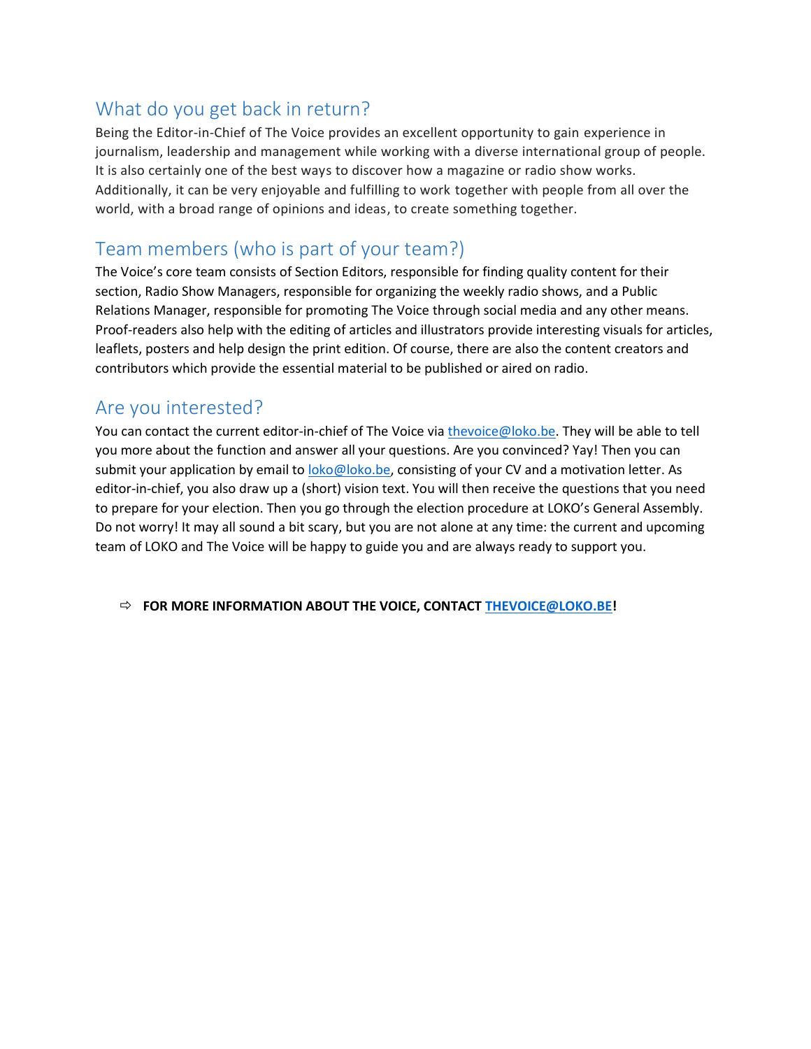## What do you get back in return?

Being the Editor-in-Chief of The Voice provides an excellent opportunity to gain experience in journalism, leadership and management while working with a diverse international group of people. It is also certainly one of the best ways to discover how a magazine or radio show works. Additionally, it can be very enjoyable and fulfilling to work together with people from all over the world, with a broad range of opinions and ideas, to create something together.

## Team members (who is part of your team?)

The Voice's core team consists of Section Editors, responsible for finding quality content for their section, Radio Show Managers, responsible for organizing the weekly radio shows, and a Public Relations Manager, responsible for promoting The Voice through social media and any other means. Proof-readers also help with the editing of articles and illustrators provide interesting visuals for articles, leaflets, posters and help design the print edition. Of course, there are also the content creators and contributors which provide the essential material to be published or aired on radio.

## Are you interested?

You can contact the current editor-in-chief of The Voice via thevoice@loko.be. They will be able to tell you more about the function and answer all your questions. Are you convinced? Yay! Then you can submit your application by email to loko@loko.be, consisting of your CV and a motivation letter. As editor-in-chief, you also draw up a (short) vision text. You will then receive the questions that you need to prepare for your election. Then you go through the election procedure at LOKO's General Assembly. Do not worry! It may all sound a bit scary, but you are not alone at any time: the current and upcoming team of LOKO and The Voice will be happy to guide you and are always ready to support you.

⇨ **FOR MORE INFORMATION ABOUT THE VOICE, CONTACT THEVOICE@LOKO.BE!**